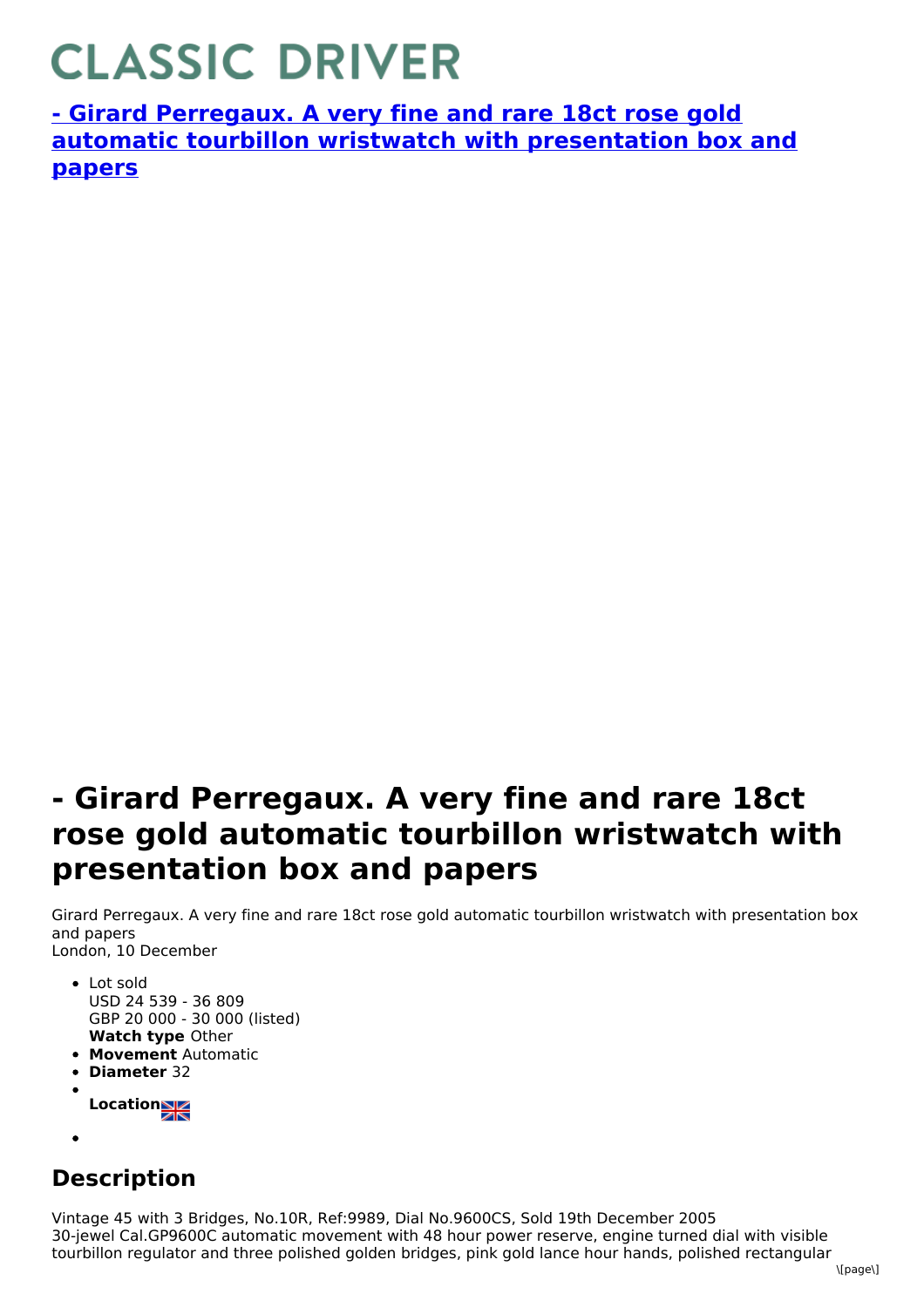# CLASSIC DRIVER

**[- Girard Perregaux. A very fine and rare 18ct rose gold automatic tourbillon wristwatch with presentation box and papers]()**

# - Girard Perregaux. A very fine and rare 18ct rose gold automatic tourbillon wristwatch with presentation box and papers

Girard Perregaux. A very fine and rare 18ct rose gold automatic tourbillon wristwatch with presentation box and papers
London, 10 December

- Lot sold
  USD 24 539 - 36 809
  GBP 20 000 - 30 000 (listed)
  **Watch type** Other
- **Movement** Automatic
- **Diameter** 32
- **Location**
-

## Description

Vintage 45 with 3 Bridges, No.10R, Ref:9989, Dial No.9600CS, Sold 19th December 2005
30-jewel Cal.GP9600C automatic movement with 48 hour power reserve, engine turned dial with visible tourbillon regulator and three polished golden bridges, pink gold lance hour hands, polished rectangular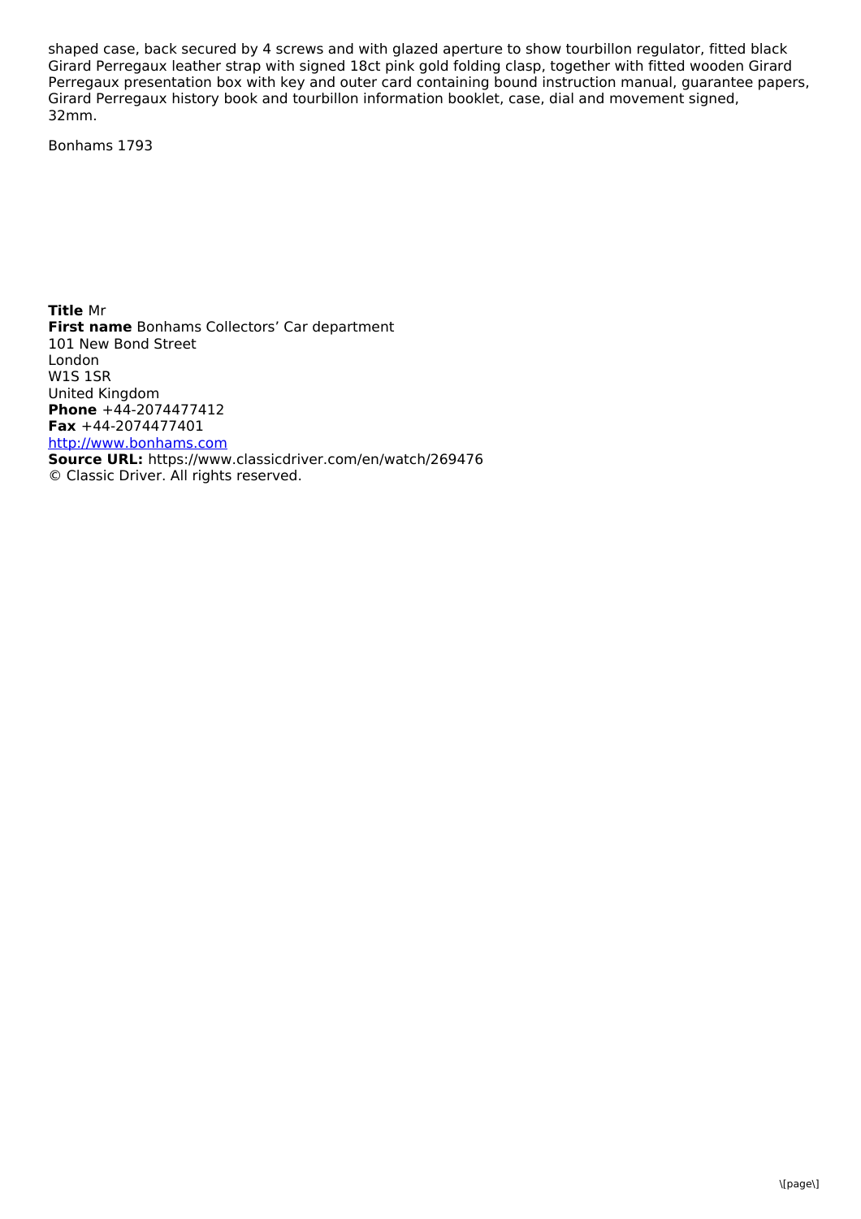shaped case, back secured by 4 screws and with glazed aperture to show tourbillon regulator, fitted black Girard Perregaux leather strap with signed 18ct pink gold folding clasp, together with fitted wooden Girard Perregaux presentation box with key and outer card containing bound instruction manual, guarantee papers, Girard Perregaux history book and tourbillon information booklet, case, dial and movement signed, 32mm.

Bonhams 1793

**Title** Mr
**First name** Bonhams Collectors' Car department
101 New Bond Street
London
W1S 1SR
United Kingdom
**Phone** +44-2074477412
**Fax** +44-2074477401
[http://www.bonhams.com](http://www.bonhams.com)
**Source URL:** https://www.classicdriver.com/en/watch/269476
© Classic Driver. All rights reserved.